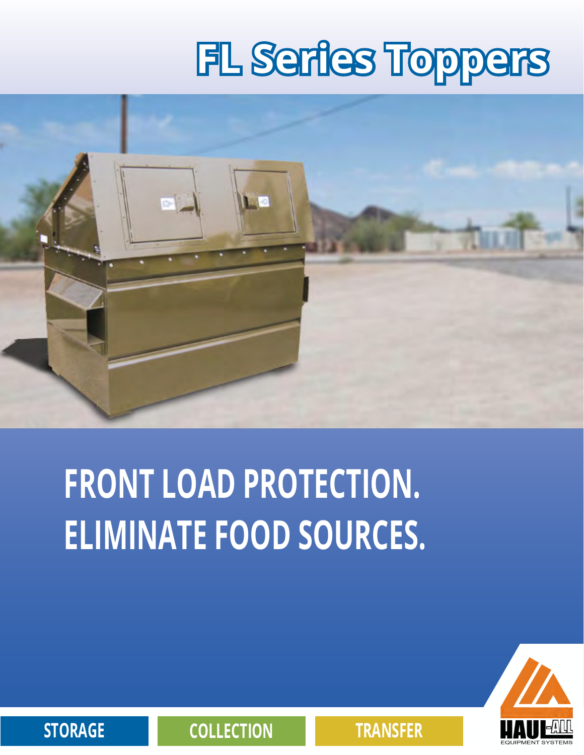# FL Series Toppers

## FRONT LOAD PROTECTION.
## ELIMINATE FOOD SOURCES.

STORAGE | COLLECTION | TRANSFER

HAUL-ALL EQUIPMENT SYSTEMS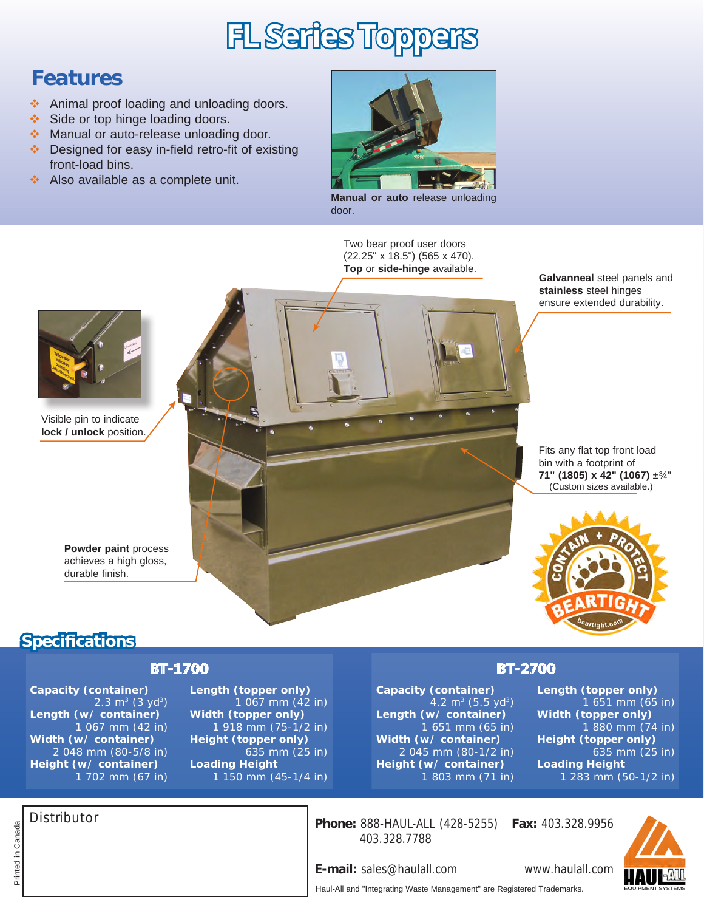# FL Series Toppers

## Features

- Animal proof loading and unloading doors.
- Side or top hinge loading doors.
- Manual or auto-release unloading door.
- Designed for easy in-field retro-fit of existing front-load bins.
- Also available as a complete unit.

**Manual or auto** release unloading door.

Two bear proof user doors (22.25" x 18.5") (565 x 470). **Top** or **side-hinge** available.

**Galvanneal** steel panels and **stainless** steel hinges ensure extended durability.

Visible pin to indicate **lock / unlock** position.

Fits any flat top front load bin with a footprint of **71" (1805) x 42" (1067)** ±¾" (Custom sizes available.)

**Powder paint** process achieves a high gloss, durable finish.

CONTAIN + PROTECT BEARTIGHT beartight.com

## Specifications

### BT-1700

| | |
|---|---|
| **Capacity (container)** 2.3 m³ (3 yd³) | **Length (topper only)** 1 067 mm (42 in) |
| **Length (w/ container)** 1 067 mm (42 in) | **Width (topper only)** 1 918 mm (75-1/2 in) |
| **Width (w/ container)** 2 048 mm (80-5/8 in) | **Height (topper only)** 635 mm (25 in) |
| **Height (w/ container)** 1 702 mm (67 in) | **Loading Height** 1 150 mm (45-1/4 in) |

### BT-2700

| | |
|---|---|
| **Capacity (container)** 4.2 m³ (5.5 yd³) | **Length (topper only)** 1 651 mm (65 in) |
| **Length (w/ container)** 1 651 mm (65 in) | **Width (topper only)** 1 880 mm (74 in) |
| **Width (w/ container)** 2 045 mm (80-1/2 in) | **Height (topper only)** 635 mm (25 in) |
| **Height (w/ container)** 1 803 mm (71 in) | **Loading Height** 1 283 mm (50-1/2 in) |

Distributor

**Phone:** 888-HAUL-ALL (428-5255) 403.328.7788 **Fax:** 403.328.9956

**E-mail:** sales@haulall.com www.haulall.com

HAUL-ALL EQUIPMENT SYSTEMS

Haul-All and "Integrating Waste Management" are Registered Trademarks.

Printed in Canada